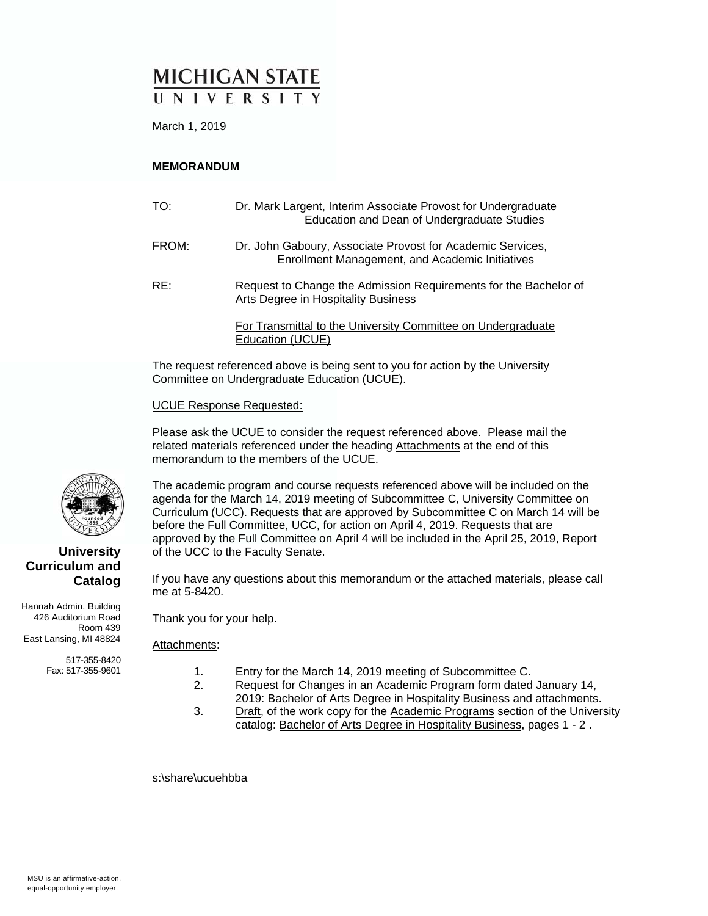# MICHIGAN STATE UNIVERSITY

March 1, 2019

**MEMORANDUM**

TO: Dr. Mark Largent, Interim Associate Provost for Undergraduate Education and Dean of Undergraduate Studies

FROM: Dr. John Gaboury, Associate Provost for Academic Services, Enrollment Management, and Academic Initiatives

RE: Request to Change the Admission Requirements for the Bachelor of Arts Degree in Hospitality Business

For Transmittal to the University Committee on Undergraduate Education (UCUE)

The request referenced above is being sent to you for action by the University Committee on Undergraduate Education (UCUE).

UCUE Response Requested:

Please ask the UCUE to consider the request referenced above. Please mail the related materials referenced under the heading Attachments at the end of this memorandum to the members of the UCUE.

The academic program and course requests referenced above will be included on the agenda for the March 14, 2019 meeting of Subcommittee C, University Committee on Curriculum (UCC). Requests that are approved by Subcommittee C on March 14 will be before the Full Committee, UCC, for action on April 4, 2019. Requests that are approved by the Full Committee on April 4 will be included in the April 25, 2019, Report of the UCC to the Faculty Senate.

If you have any questions about this memorandum or the attached materials, please call me at 5-8420.

Thank you for your help.

Attachments:

1. Entry for the March 14, 2019 meeting of Subcommittee C.
2. Request for Changes in an Academic Program form dated January 14, 2019: Bachelor of Arts Degree in Hospitality Business and attachments.
3. Draft, of the work copy for the Academic Programs section of the University catalog: Bachelor of Arts Degree in Hospitality Business, pages 1 - 2 .

s:\share\ucuehbba

**University Curriculum and Catalog**

Hannah Admin. Building
426 Auditorium Road
Room 439
East Lansing, MI 48824

517-355-8420
Fax: 517-355-9601

MSU is an affirmative-action, equal-opportunity employer.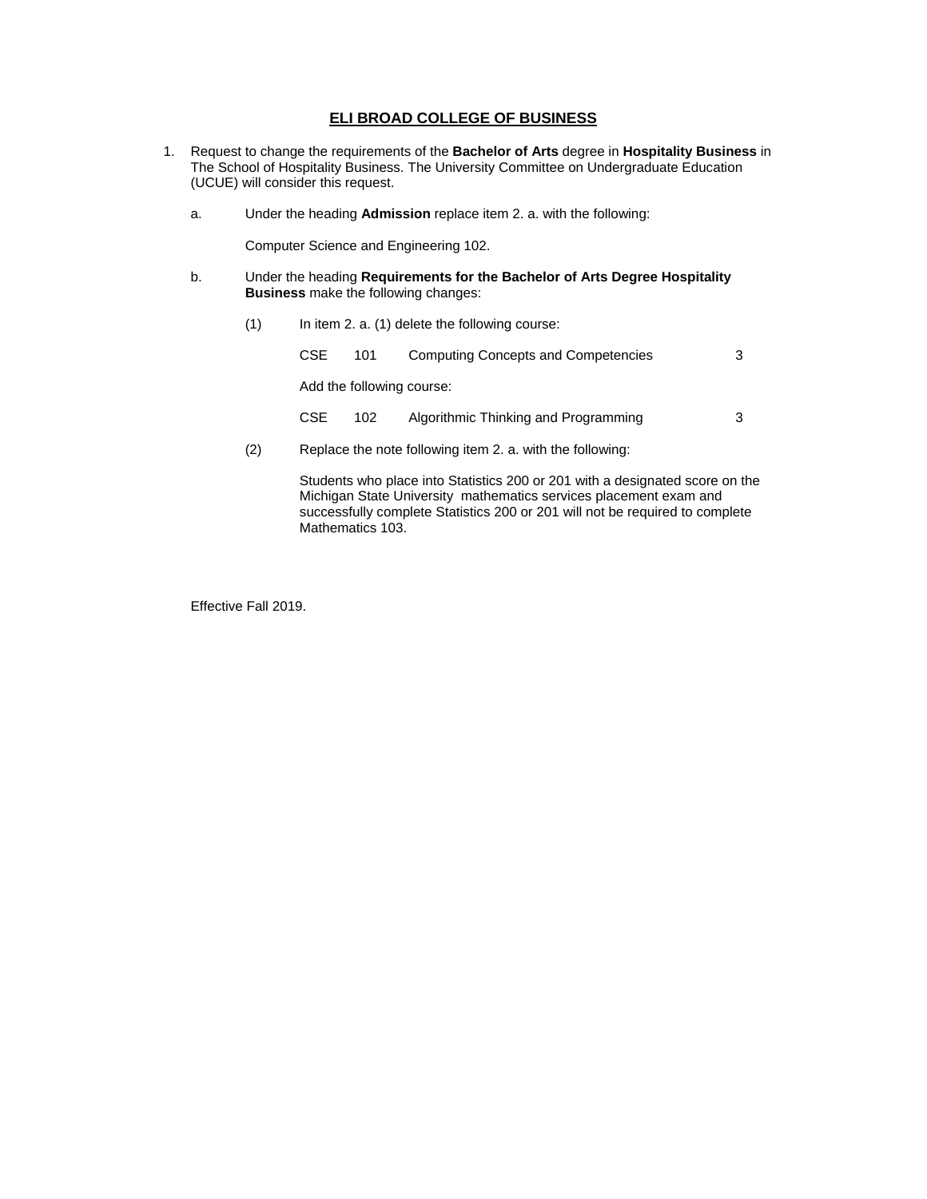## ELI BROAD COLLEGE OF BUSINESS

1. Request to change the requirements of the **Bachelor of Arts** degree in **Hospitality Business** in The School of Hospitality Business. The University Committee on Undergraduate Education (UCUE) will consider this request.

   a. Under the heading **Admission** replace item 2. a. with the following:

      Computer Science and Engineering 102.

   b. Under the heading **Requirements for the Bachelor of Arts Degree Hospitality Business** make the following changes:

      (1) In item 2. a. (1) delete the following course:

      | | | | |
      |---|---|---|---|
      | CSE | 101 | Computing Concepts and Competencies | 3 |

      Add the following course:

      | | | | |
      |---|---|---|---|
      | CSE | 102 | Algorithmic Thinking and Programming | 3 |

      (2) Replace the note following item 2. a. with the following:

      Students who place into Statistics 200 or 201 with a designated score on the Michigan State University mathematics services placement exam and successfully complete Statistics 200 or 201 will not be required to complete Mathematics 103.

Effective Fall 2019.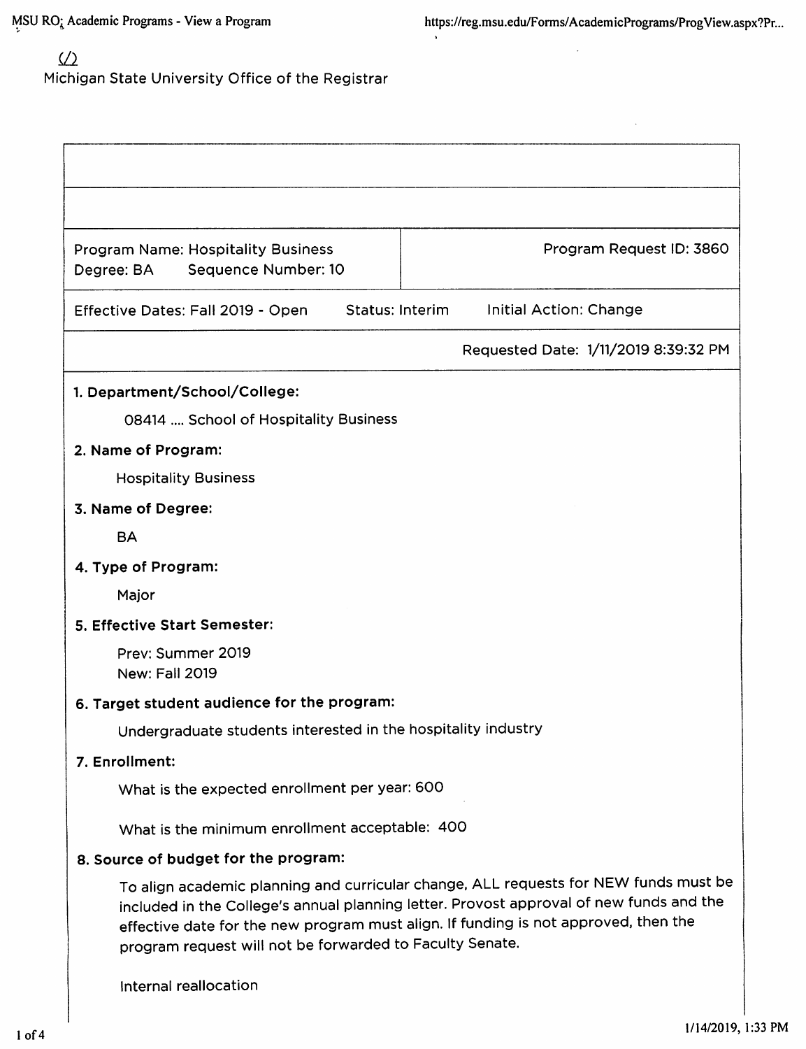Michigan State University Office of the Registrar

| | |
|---|---|
| Program Name: Hospitality Business<br>Degree: BA Sequence Number: 10 | Program Request ID: 3860 |
| Effective Dates: Fall 2019 - Open Status: Interim Initial Action: Change | |
| | Requested Date: 1/11/2019 8:39:32 PM |

**1. Department/School/College:**

08414 .... School of Hospitality Business

**2. Name of Program:**

Hospitality Business

**3. Name of Degree:**

BA

**4. Type of Program:**

Major

**5. Effective Start Semester:**

Prev: Summer 2019
New: Fall 2019

**6. Target student audience for the program:**

Undergraduate students interested in the hospitality industry

**7. Enrollment:**

What is the expected enrollment per year: 600

What is the minimum enrollment acceptable: 400

**8. Source of budget for the program:**

To align academic planning and curricular change, ALL requests for NEW funds must be included in the College's annual planning letter. Provost approval of new funds and the effective date for the new program must align. If funding is not approved, then the program request will not be forwarded to Faculty Senate.

Internal reallocation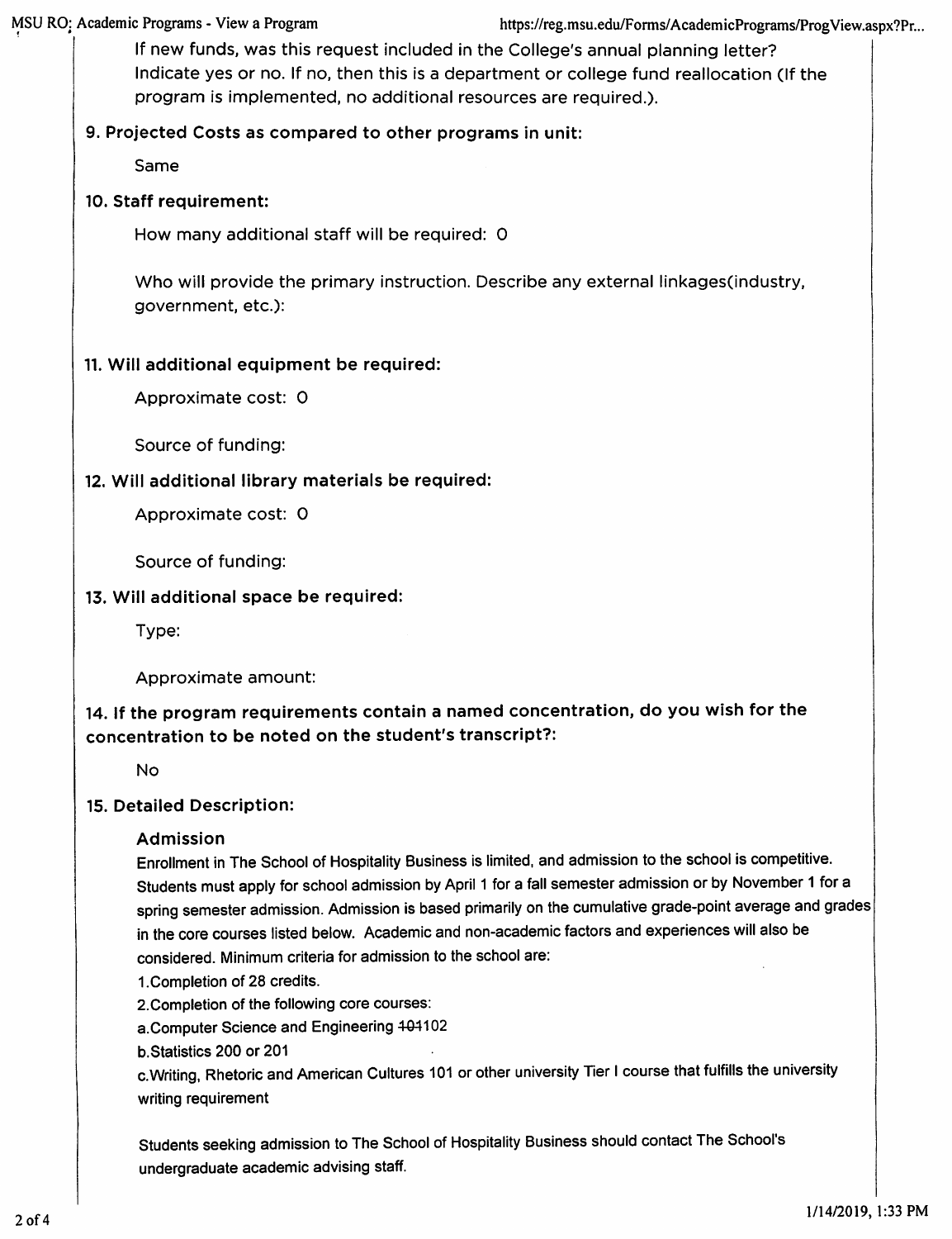If new funds, was this request included in the College's annual planning letter? Indicate yes or no. If no, then this is a department or college fund reallocation (If the program is implemented, no additional resources are required.).

**9. Projected Costs as compared to other programs in unit:**

Same

**10. Staff requirement:**

How many additional staff will be required: 0

Who will provide the primary instruction. Describe any external linkages(industry, government, etc.):

**11. Will additional equipment be required:**

Approximate cost: 0

Source of funding:

**12. Will additional library materials be required:**

Approximate cost: 0

Source of funding:

**13. Will additional space be required:**

Type:

Approximate amount:

**14. If the program requirements contain a named concentration, do you wish for the concentration to be noted on the student's transcript?:**

No

**15. Detailed Description:**

### Admission

Enrollment in The School of Hospitality Business is limited, and admission to the school is competitive. Students must apply for school admission by April 1 for a fall semester admission or by November 1 for a spring semester admission. Admission is based primarily on the cumulative grade-point average and grades in the core courses listed below. Academic and non-academic factors and experiences will also be considered. Minimum criteria for admission to the school are:

1. Completion of 28 credits.
2. Completion of the following core courses:

a. Computer Science and Engineering ~~101~~102

b. Statistics 200 or 201

c. Writing, Rhetoric and American Cultures 101 or other university Tier I course that fulfills the university writing requirement

Students seeking admission to The School of Hospitality Business should contact The School's undergraduate academic advising staff.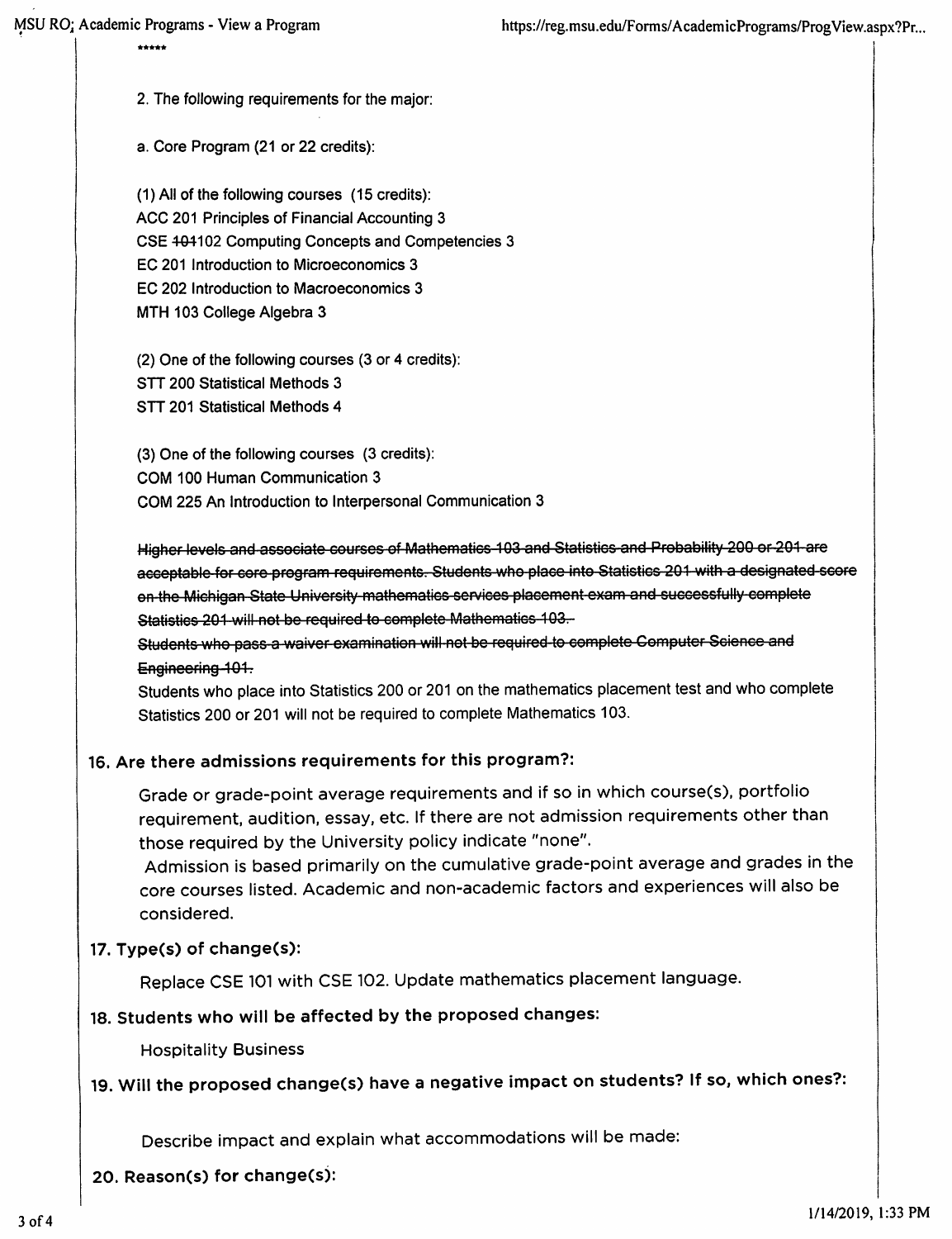\*\*\*\*\*

2. The following requirements for the major:

a. Core Program (21 or 22 credits):

(1) All of the following courses (15 credits):
ACC 201 Principles of Financial Accounting 3
CSE ~~101~~102 Computing Concepts and Competencies 3
EC 201 Introduction to Microeconomics 3
EC 202 Introduction to Macroeconomics 3
MTH 103 College Algebra 3

(2) One of the following courses (3 or 4 credits):
STT 200 Statistical Methods 3
STT 201 Statistical Methods 4

(3) One of the following courses (3 credits):
COM 100 Human Communication 3
COM 225 An Introduction to Interpersonal Communication 3

~~Higher levels and associate courses of Mathematics 103 and Statistics and Probability 200 or 201 are acceptable for core program requirements. Students who place into Statistics 201 with a designated score on the Michigan State University mathematics services placement exam and successfully complete Statistics 201 will not be required to complete Mathematics 103.~~
~~Students who pass a waiver examination will not be required to complete Computer Science and Engineering 101.~~
Students who place into Statistics 200 or 201 on the mathematics placement test and who complete Statistics 200 or 201 will not be required to complete Mathematics 103.

### 16. Are there admissions requirements for this program?:

Grade or grade-point average requirements and if so in which course(s), portfolio requirement, audition, essay, etc. If there are not admission requirements other than those required by the University policy indicate "none".
Admission is based primarily on the cumulative grade-point average and grades in the core courses listed. Academic and non-academic factors and experiences will also be considered.

### 17. Type(s) of change(s):

Replace CSE 101 with CSE 102. Update mathematics placement language.

### 18. Students who will be affected by the proposed changes:

Hospitality Business

### 19. Will the proposed change(s) have a negative impact on students? If so, which ones?:

Describe impact and explain what accommodations will be made:

### 20. Reason(s) for change(s):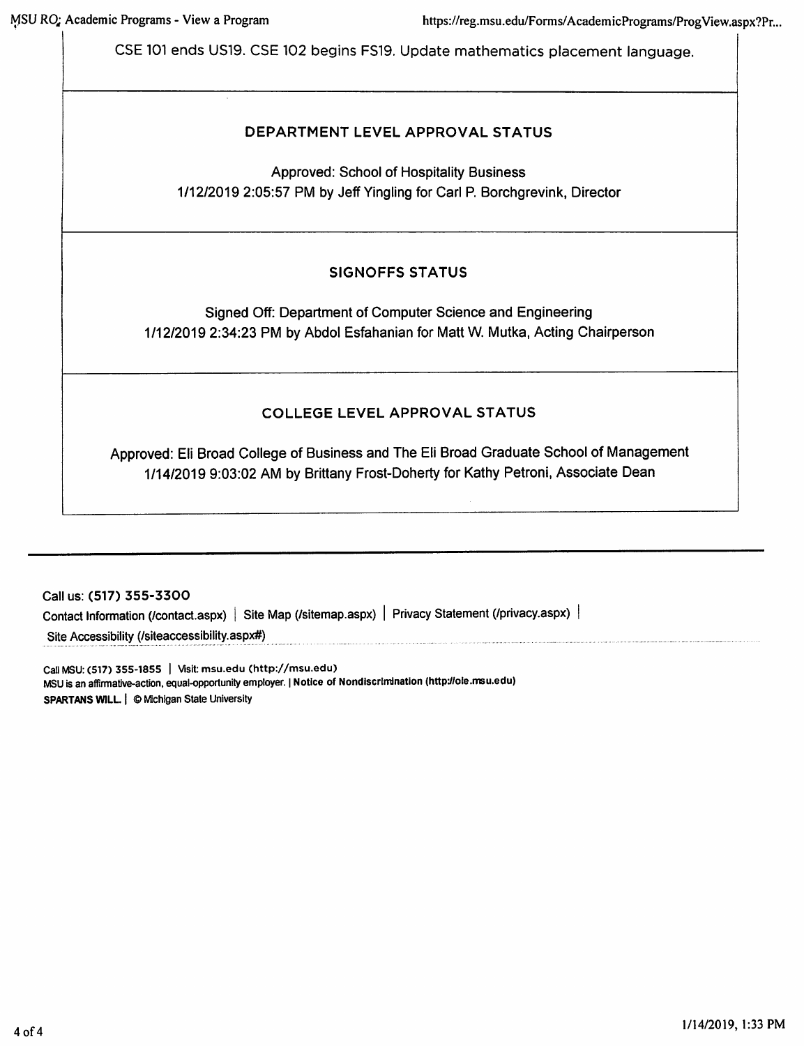CSE 101 ends US19. CSE 102 begins FS19. Update mathematics placement language.

## DEPARTMENT LEVEL APPROVAL STATUS

Approved: School of Hospitality Business
1/12/2019 2:05:57 PM by Jeff Yingling for Carl P. Borchgrevink, Director

## SIGNOFFS STATUS

Signed Off: Department of Computer Science and Engineering
1/12/2019 2:34:23 PM by Abdol Esfahanian for Matt W. Mutka, Acting Chairperson

## COLLEGE LEVEL APPROVAL STATUS

Approved: Eli Broad College of Business and The Eli Broad Graduate School of Management
1/14/2019 9:03:02 AM by Brittany Frost-Doherty for Kathy Petroni, Associate Dean

---

Call us: **(517) 355-3300**

Contact Information (/contact.aspx) | Site Map (/sitemap.aspx) | Privacy Statement (/privacy.aspx) | Site Accessibility (/siteaccessibility.aspx#)

Call MSU: (517) 355-1855 | Visit: msu.edu (http://msu.edu)
MSU is an affirmative-action, equal-opportunity employer. | **Notice of Nondiscrimination (http://oie.msu.edu)**
**SPARTANS WILL.** | © Michigan State University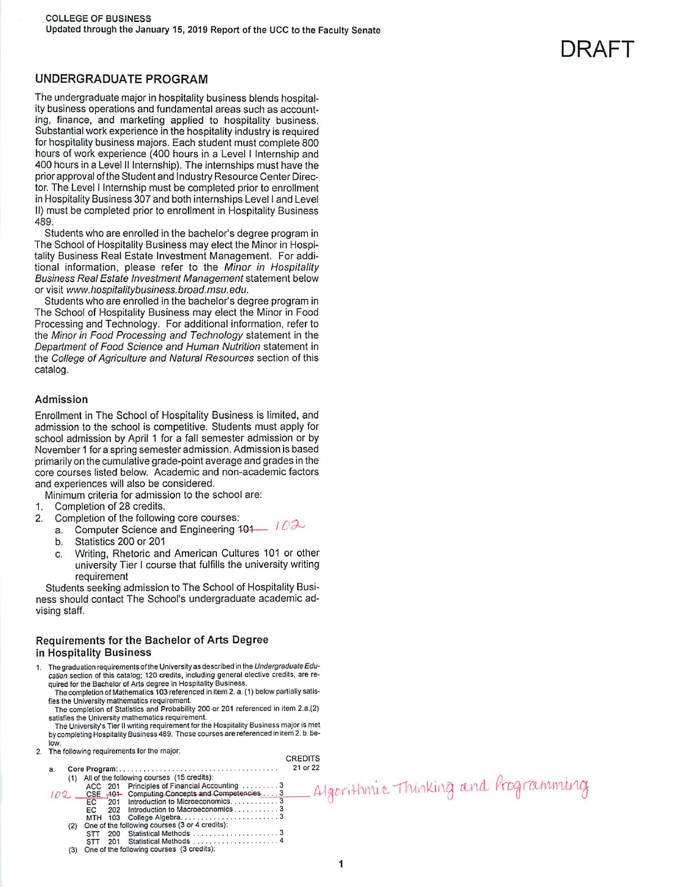COLLEGE OF BUSINESS
Updated through the January 15, 2019 Report of the UCC to the Faculty Senate

DRAFT

## UNDERGRADUATE PROGRAM

The undergraduate major in hospitality business blends hospitality business operations and fundamental areas such as accounting, finance, and marketing applied to hospitality business. Substantial work experience in the hospitality industry is required for hospitality business majors. Each student must complete 800 hours of work experience (400 hours in a Level I Internship and 400 hours in a Level II Internship). The internships must have the prior approval of the Student and Industry Resource Center Director. The Level I Internship must be completed prior to enrollment in Hospitality Business 307 and both internships Level I and Level II) must be completed prior to enrollment in Hospitality Business 489.

Students who are enrolled in the bachelor's degree program in The School of Hospitality Business may elect the Minor in Hospitality Business Real Estate Investment Management. For additional information, please refer to the *Minor in Hospitality Business Real Estate Investment Management* statement below or visit *www.hospitalitybusiness.broad.msu.edu.*

Students who are enrolled in the bachelor's degree program in The School of Hospitality Business may elect the Minor in Food Processing and Technology. For additional information, refer to the *Minor in Food Processing and Technology* statement in the *Department of Food Science and Human Nutrition* statement in the *College of Agriculture and Natural Resources* section of this catalog.

### Admission

Enrollment in The School of Hospitality Business is limited, and admission to the school is competitive. Students must apply for school admission by April 1 for a fall semester admission or by November 1 for a spring semester admission. Admission is based primarily on the cumulative grade-point average and grades in the core courses listed below. Academic and non-academic factors and experiences will also be considered.

Minimum criteria for admission to the school are:

1. Completion of 28 credits.
2. Completion of the following core courses:
   a. Computer Science and Engineering ~~101~~ 102
   b. Statistics 200 or 201
   c. Writing, Rhetoric and American Cultures 101 or other university Tier I course that fulfills the university writing requirement

Students seeking admission to The School of Hospitality Business should contact The School's undergraduate academic advising staff.

### Requirements for the Bachelor of Arts Degree in Hospitality Business

1. The graduation requirements of the University as described in the *Undergraduate Education* section of this catalog; 120 credits, including general elective credits, are required for the Bachelor of Arts degree in Hospitality Business.
   The completion of Mathematics 103 referenced in item 2. a. (1) below partially satisfies the University mathematics requirement.
   The completion of Statistics and Probability 200 or 201 referenced in item 2.a.(2) satisfies the University mathematics requirement.
   The University's Tier II writing requirement for the Hospitality Business major is met by completing Hospitality Business 489. Those courses are referenced in item 2. b. below.
2. The following requirements for the major:

| | CREDITS |
|---|---|
| a. Core Program: | 21 or 22 |
| (1) All of the following courses (15 credits): | |
| ACC 201 Principles of Financial Accounting | 3 |
| CSE ~~101~~ 102 ~~Computing Concepts and Competencies~~ Algorithmic Thinking and Programming | 3 |
| EC 201 Introduction to Microeconomics | 3 |
| EC 202 Introduction to Macroeconomics | 3 |
| MTH 103 College Algebra | 3 |
| (2) One of the following courses (3 or 4 credits): | |
| STT 200 Statistical Methods | 3 |
| STT 201 Statistical Methods | 4 |
| (3) One of the following courses (3 credits): | |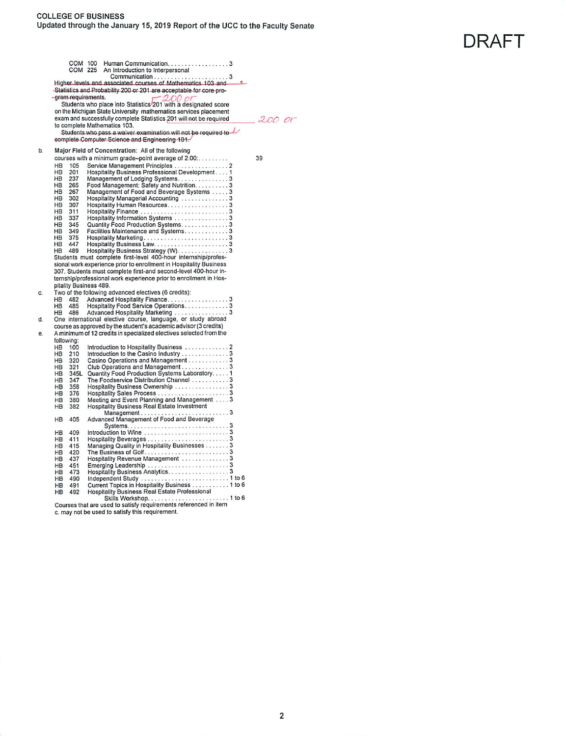COLLEGE OF BUSINESS
Updated through the January 15, 2019 Report of the UCC to the Faculty Senate

DRAFT

COM 100 Human Communication. . . . . . . . . . . . . . . . . . 3
COM 225 An Introduction to Interpersonal Communication . . . . . . . . . . . . . . . . . . . . . . 3

~~Higher levels and associated courses of Mathematics 103 and Statistics and Probability 200 or 201 are acceptable for core program requirements.~~

Students who place into Statistics 200 or 201 with a designated score on the Michigan State University mathematics services placement exam and successfully complete Statistics 200 or 201 will not be required to complete Mathematics 103.

~~Students who pass a waiver examination will not be required to complete Computer Science and Engineering 101.~~

b. **Major Field of Concentration**: All of the following courses with a minimum grade–point average of 2.00: . . . . . . . . . 39

| | | | |
|---|---|---|---|
| HB | 105 | Service Management Principles | 2 |
| HB | 201 | Hospitality Business Professional Development | 1 |
| HB | 237 | Management of Lodging Systems | 3 |
| HB | 265 | Food Management: Safety and Nutrition | 3 |
| HB | 267 | Management of Food and Beverage Systems | 3 |
| HB | 302 | Hospitality Managerial Accounting | 3 |
| HB | 307 | Hospitality Human Resources | 3 |
| HB | 311 | Hospitality Finance | 3 |
| HB | 337 | Hospitality Information Systems | 3 |
| HB | 345 | Quantity Food Production Systems | 3 |
| HB | 349 | Facilities Maintenance and Systems | 3 |
| HB | 375 | Hospitality Marketing | 3 |
| HB | 447 | Hospitality Business Law | 3 |
| HB | 489 | Hospitality Business Strategy (W) | 3 |

Students must complete first-level 400-hour internship/professional work experience prior to enrollment in Hospitality Business 307. Students must complete first-and second-level 400-hour internship/professional work experience prior to enrollment in Hospitality Business 489.

c. Two of the following advanced electives (6 credits):

| | | | |
|---|---|---|---|
| HB | 482 | Advanced Hospitality Finance | 3 |
| HB | 485 | Hospitality Food Service Operations | 3 |
| HB | 486 | Advanced Hospitality Marketing | 3 |

d. One international elective course, language, or study abroad course as approved by the student's academic advisor (3 credits)

e. A minimum of 12 credits in specialized electives selected from the following:

| | | | |
|---|---|---|---|
| HB | 100 | Introduction to Hospitality Business | 2 |
| HB | 210 | Introduction to the Casino Industry | 3 |
| HB | 320 | Casino Operations and Management | 3 |
| HB | 321 | Club Operations and Management | 3 |
| HB | 345L | Quantity Food Production Systems Laboratory | 1 |
| HB | 347 | The Foodservice Distribution Channel | 3 |
| HB | 358 | Hospitality Business Ownership | 3 |
| HB | 376 | Hospitality Sales Process | 3 |
| HB | 380 | Meeting and Event Planning and Management | 3 |
| HB | 382 | Hospitality Business Real Estate Investment Management | 3 |
| HB | 405 | Advanced Management of Food and Beverage Systems | 3 |
| HB | 409 | Introduction to Wine | 3 |
| HB | 411 | Hospitality Beverages | 3 |
| HB | 415 | Managing Quality in Hospitality Businesses | 3 |
| HB | 420 | The Business of Golf | 3 |
| HB | 437 | Hospitality Revenue Management | 3 |
| HB | 451 | Emerging Leadership | 3 |
| HB | 473 | Hospitality Business Analytics | 3 |
| HB | 490 | Independent Study | 1 to 6 |
| HB | 491 | Current Topics in Hospitality Business | 1 to 6 |
| HB | 492 | Hospitality Business Real Estate Professional Skills Workshop | 1 to 6 |

Courses that are used to satisfy requirements referenced in item c. may not be used to satisfy this requirement.